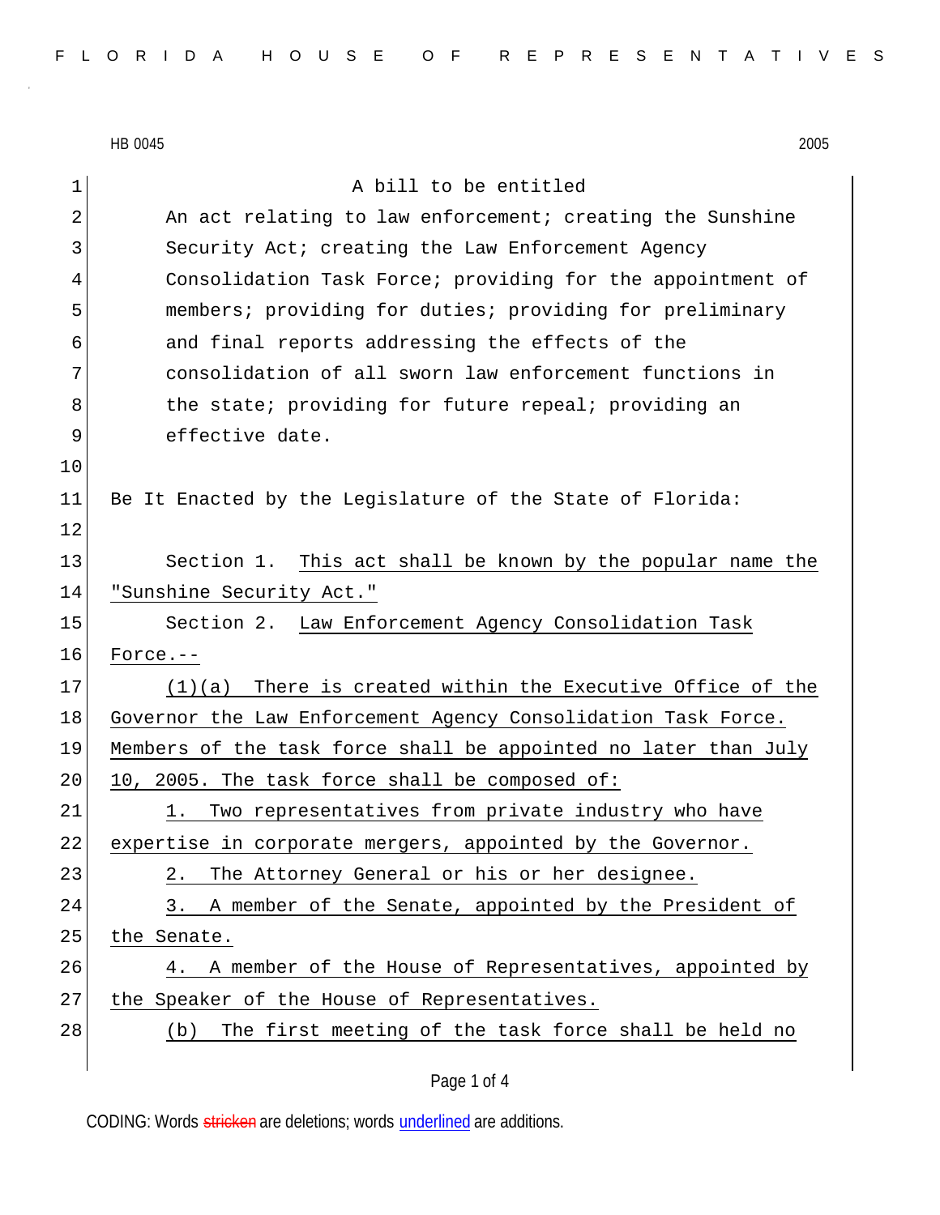A bill to be entitled

An act relating to law enforcement; creating the Sunshine Security Act; creating the Law Enforcement Agency Consolidation Task Force; providing for the appointment of members; providing for duties; providing for preliminary and final reports addressing the effects of the consolidation of all sworn law enforcement functions in the state; providing for future repeal; providing an effective date.

Be It Enacted by the Legislature of the State of Florida:

Section 1. This act shall be known by the popular name the "Sunshine Security Act."

Section 2. Law Enforcement Agency Consolidation Task Force.--

(1)(a) There is created within the Executive Office of the Governor the Law Enforcement Agency Consolidation Task Force. Members of the task force shall be appointed no later than July 10, 2005. The task force shall be composed of:

1. Two representatives from private industry who have expertise in corporate mergers, appointed by the Governor.

2. The Attorney General or his or her designee.

3. A member of the Senate, appointed by the President of the Senate.

4. A member of the House of Representatives, appointed by the Speaker of the House of Representatives.

(b) The first meeting of the task force shall be held no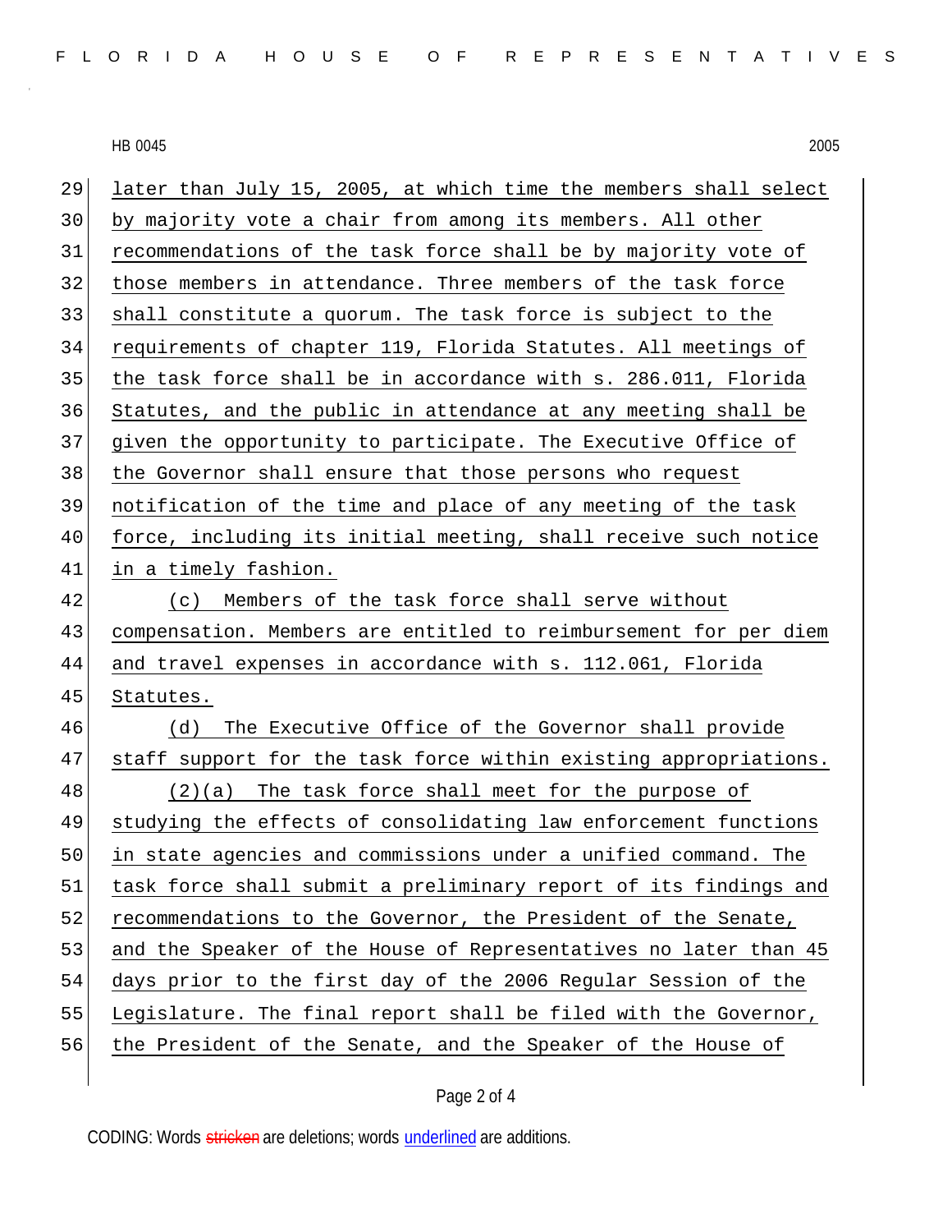later than July 15, 2005, at which time the members shall select by majority vote a chair from among its members. All other recommendations of the task force shall be by majority vote of those members in attendance. Three members of the task force shall constitute a quorum. The task force is subject to the requirements of chapter 119, Florida Statutes. All meetings of the task force shall be in accordance with s. 286.011, Florida Statutes, and the public in attendance at any meeting shall be given the opportunity to participate. The Executive Office of the Governor shall ensure that those persons who request notification of the time and place of any meeting of the task force, including its initial meeting, shall receive such notice in a timely fashion.

(c) Members of the task force shall serve without compensation. Members are entitled to reimbursement for per diem and travel expenses in accordance with s. 112.061, Florida Statutes.

(d) The Executive Office of the Governor shall provide staff support for the task force within existing appropriations.

(2)(a) The task force shall meet for the purpose of studying the effects of consolidating law enforcement functions in state agencies and commissions under a unified command. The task force shall submit a preliminary report of its findings and recommendations to the Governor, the President of the Senate, and the Speaker of the House of Representatives no later than 45 days prior to the first day of the 2006 Regular Session of the Legislature. The final report shall be filed with the Governor, the President of the Senate, and the Speaker of the House of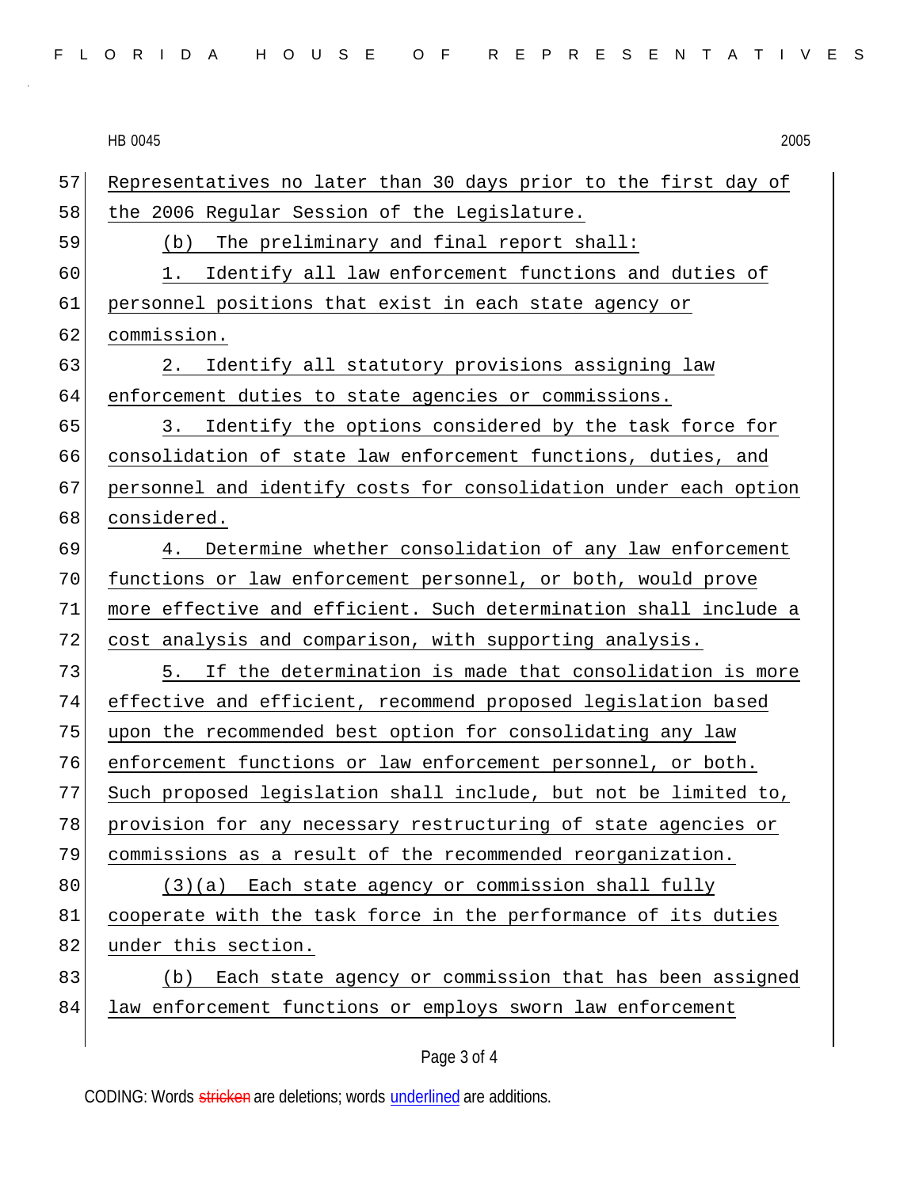Representatives no later than 30 days prior to the first day of the 2006 Regular Session of the Legislature.

(b) The preliminary and final report shall:

1. Identify all law enforcement functions and duties of personnel positions that exist in each state agency or commission.

2. Identify all statutory provisions assigning law enforcement duties to state agencies or commissions.

3. Identify the options considered by the task force for consolidation of state law enforcement functions, duties, and personnel and identify costs for consolidation under each option considered.

4. Determine whether consolidation of any law enforcement functions or law enforcement personnel, or both, would prove more effective and efficient. Such determination shall include a cost analysis and comparison, with supporting analysis.

5. If the determination is made that consolidation is more effective and efficient, recommend proposed legislation based upon the recommended best option for consolidating any law enforcement functions or law enforcement personnel, or both. Such proposed legislation shall include, but not be limited to, provision for any necessary restructuring of state agencies or commissions as a result of the recommended reorganization.

(3)(a) Each state agency or commission shall fully cooperate with the task force in the performance of its duties under this section.

(b) Each state agency or commission that has been assigned law enforcement functions or employs sworn law enforcement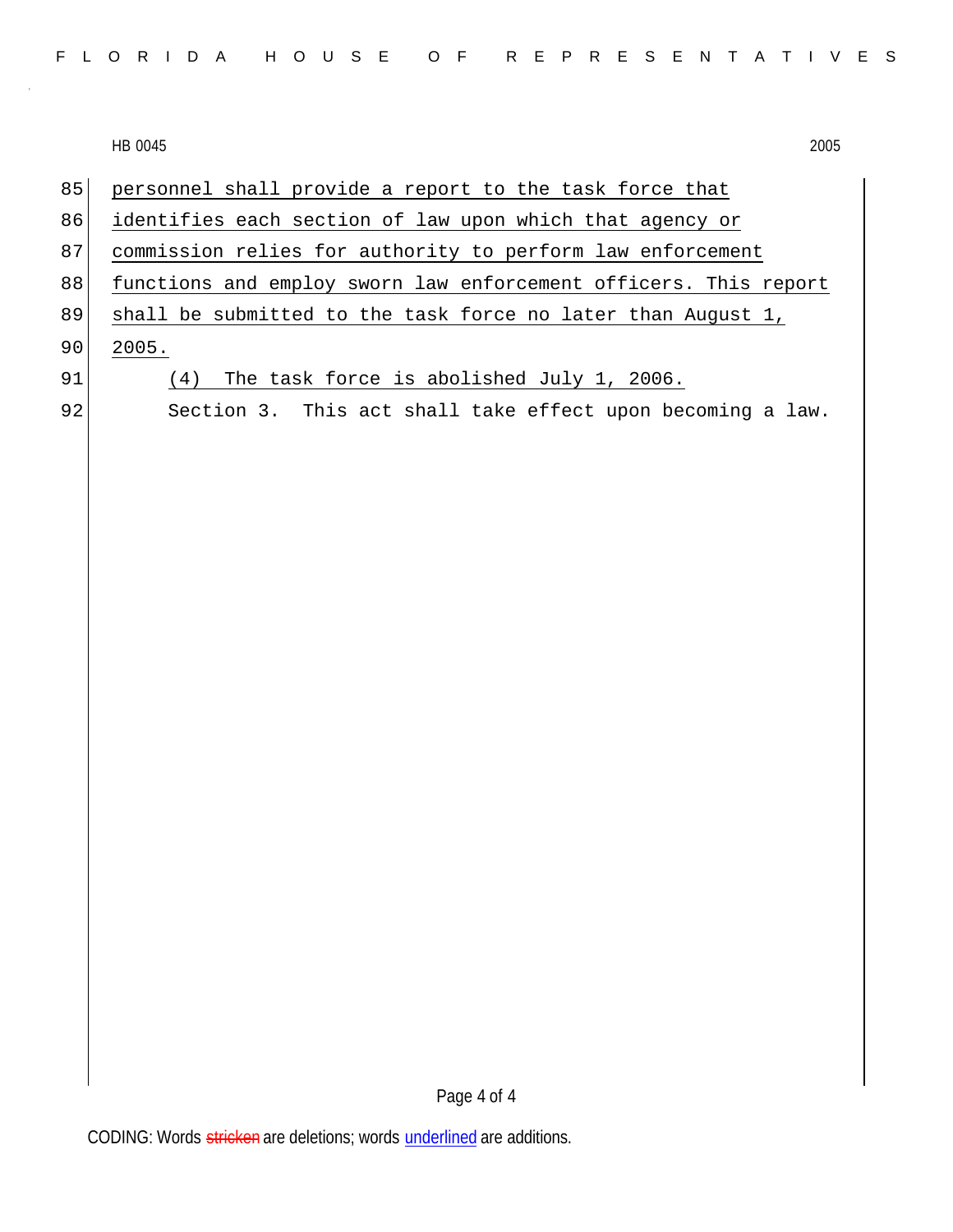85 personnel shall provide a report to the task force that
86 identifies each section of law upon which that agency or
87 commission relies for authority to perform law enforcement
88 functions and employ sworn law enforcement officers. This report
89 shall be submitted to the task force no later than August 1,
90 2005.

91 (4) The task force is abolished July 1, 2006.

92 Section 3. This act shall take effect upon becoming a law.

CODING: Words stricken are deletions; words underlined are additions.